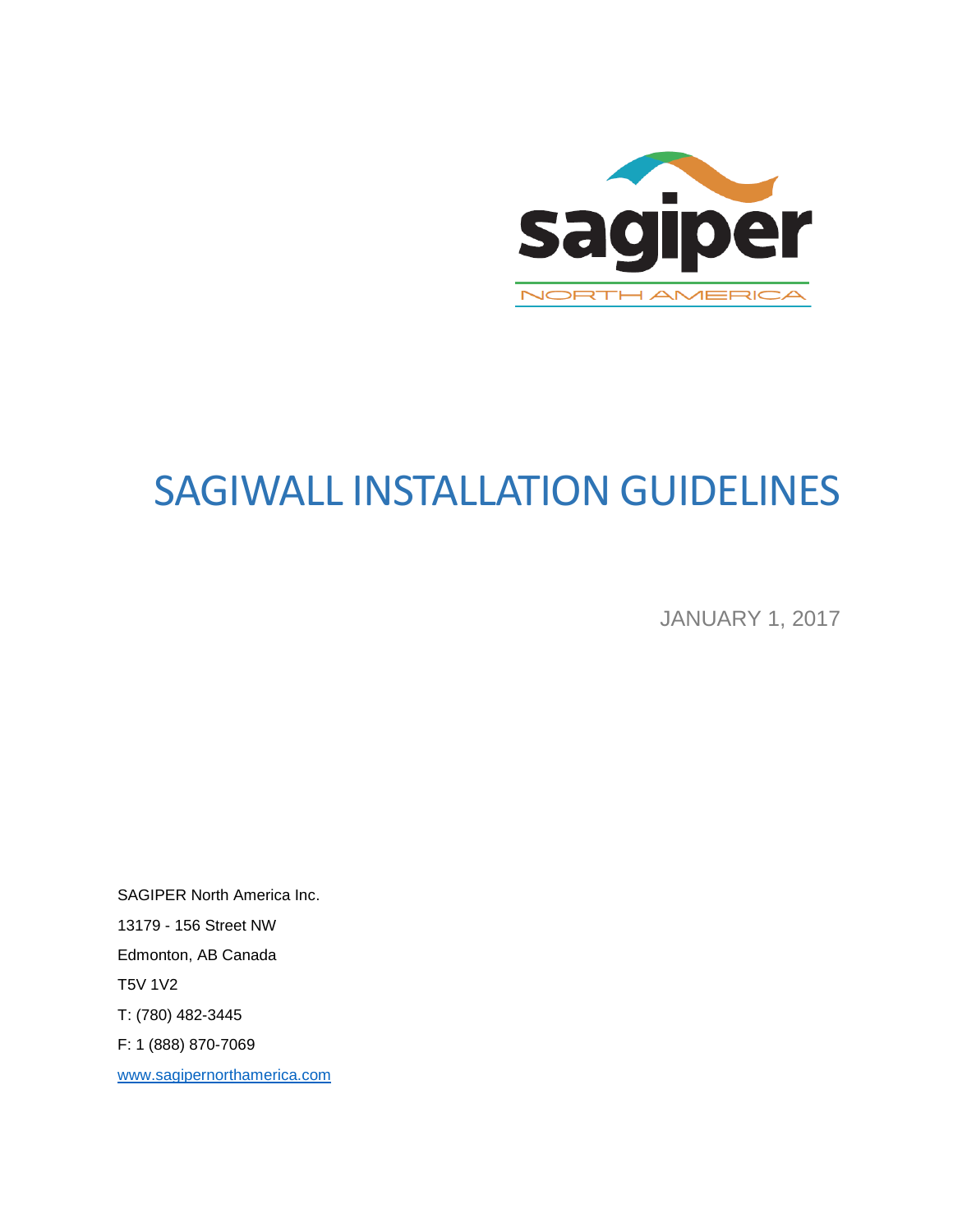sagiper

NORTH AMERICA

# SAGIWALL INSTALLATION GUIDELINES

JANUARY 1, 2017

SAGIPER North America Inc.

13179 - 156 Street NW

Edmonton, AB Canada

T5V 1V2

T: (780) 482-3445

F: 1 (888) 870-7069

[www.sagipernorthamerica.com](http://www.sagipernorthamerica.com)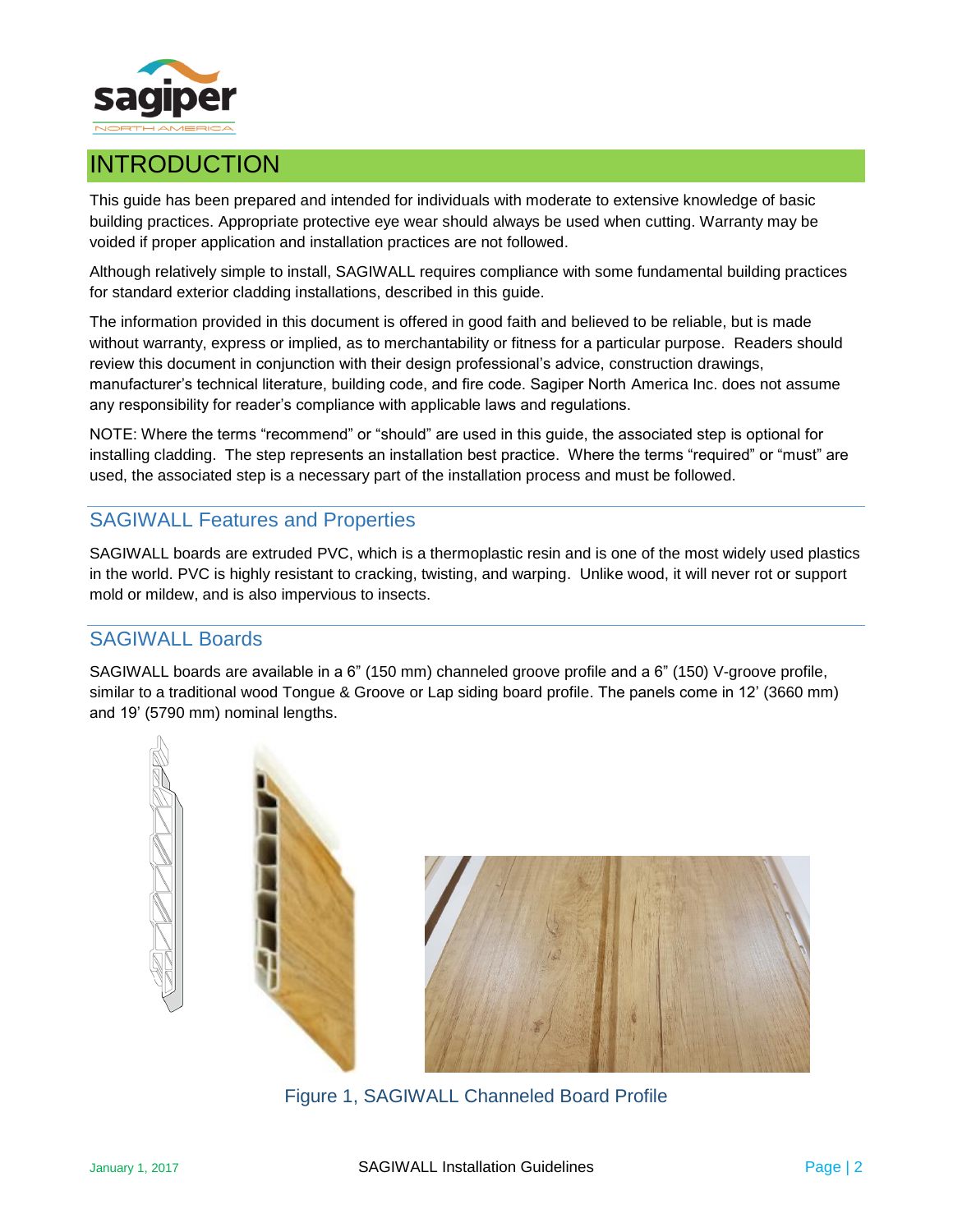# INTRODUCTION

This guide has been prepared and intended for individuals with moderate to extensive knowledge of basic building practices. Appropriate protective eye wear should always be used when cutting. Warranty may be voided if proper application and installation practices are not followed.

Although relatively simple to install, SAGIWALL requires compliance with some fundamental building practices for standard exterior cladding installations, described in this guide.

The information provided in this document is offered in good faith and believed to be reliable, but is made without warranty, express or implied, as to merchantability or fitness for a particular purpose. Readers should review this document in conjunction with their design professional's advice, construction drawings, manufacturer's technical literature, building code, and fire code. Sagiper North America Inc. does not assume any responsibility for reader's compliance with applicable laws and regulations.

NOTE: Where the terms "recommend" or "should" are used in this guide, the associated step is optional for installing cladding. The step represents an installation best practice. Where the terms "required" or "must" are used, the associated step is a necessary part of the installation process and must be followed.

## SAGIWALL Features and Properties

SAGIWALL boards are extruded PVC, which is a thermoplastic resin and is one of the most widely used plastics in the world. PVC is highly resistant to cracking, twisting, and warping. Unlike wood, it will never rot or support mold or mildew, and is also impervious to insects.

## SAGIWALL Boards

SAGIWALL boards are available in a 6" (150 mm) channeled groove profile and a 6" (150) V-groove profile, similar to a traditional wood Tongue & Groove or Lap siding board profile. The panels come in 12' (3660 mm) and 19' (5790 mm) nominal lengths.

Figure 1, SAGIWALL Channeled Board Profile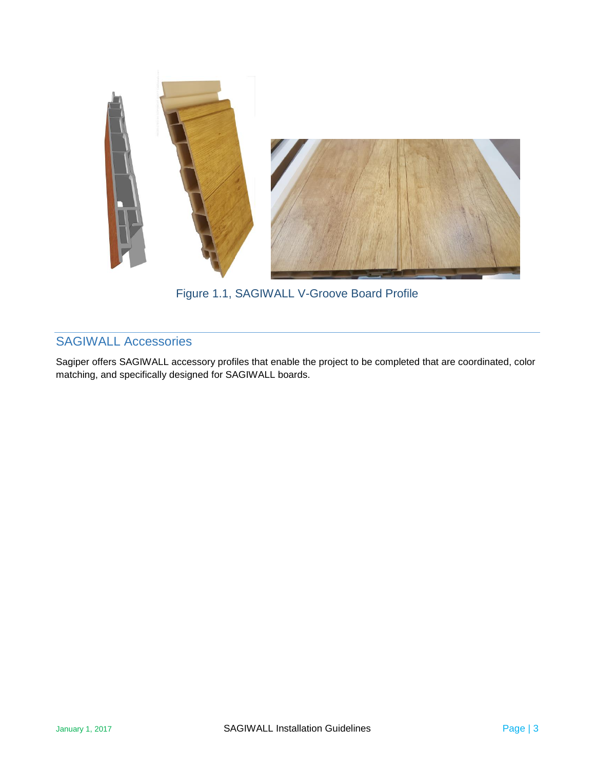Figure 1.1, SAGIWALL V-Groove Board Profile

## SAGIWALL Accessories

Sagiper offers SAGIWALL accessory profiles that enable the project to be completed that are coordinated, color matching, and specifically designed for SAGIWALL boards.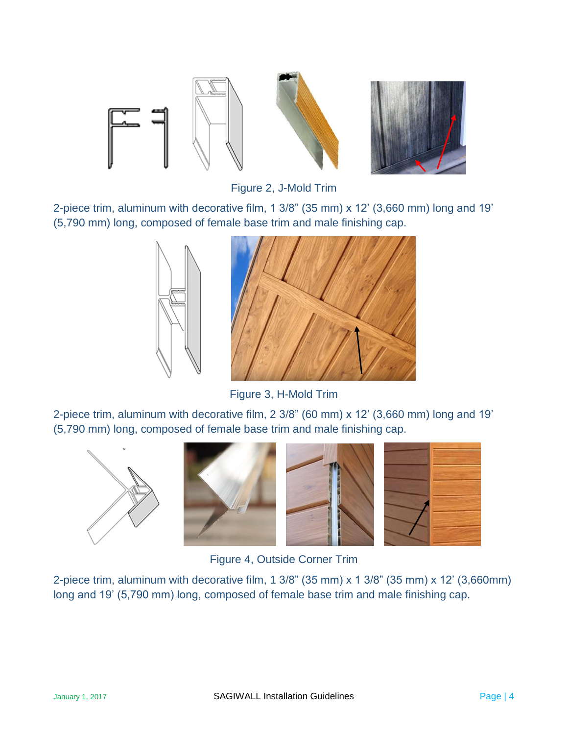Figure 2, J-Mold Trim

2-piece trim, aluminum with decorative film, 1 3/8" (35 mm) x 12' (3,660 mm) long and 19' (5,790 mm) long, composed of female base trim and male finishing cap.

Figure 3, H-Mold Trim

2-piece trim, aluminum with decorative film, 2 3/8" (60 mm) x 12' (3,660 mm) long and 19' (5,790 mm) long, composed of female base trim and male finishing cap.

Figure 4, Outside Corner Trim

2-piece trim, aluminum with decorative film, 1 3/8" (35 mm) x 1 3/8" (35 mm) x 12' (3,660mm) long and 19' (5,790 mm) long, composed of female base trim and male finishing cap.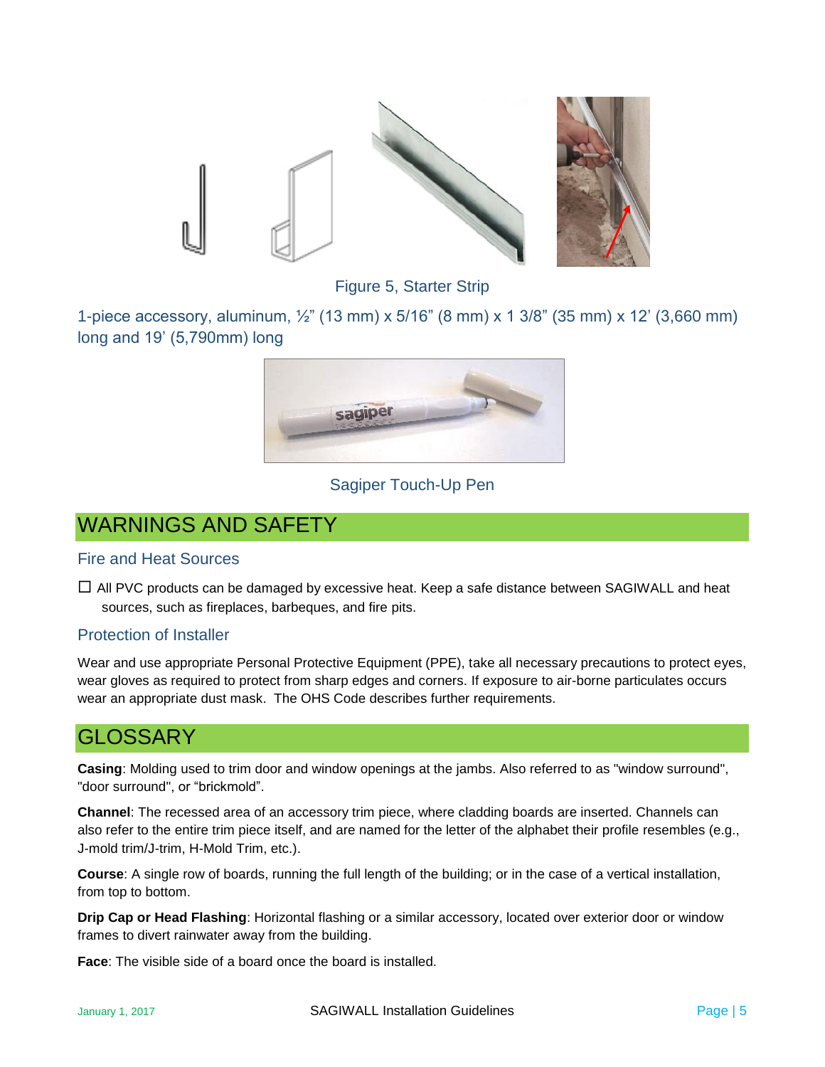Figure 5, Starter Strip

1-piece accessory, aluminum, ½" (13 mm) x 5/16" (8 mm) x 1 3/8" (35 mm) x 12' (3,660 mm) long and 19' (5,790mm) long

Sagiper Touch-Up Pen

# WARNINGS AND SAFETY

## Fire and Heat Sources

☐ All PVC products can be damaged by excessive heat. Keep a safe distance between SAGIWALL and heat sources, such as fireplaces, barbeques, and fire pits.

## Protection of Installer

Wear and use appropriate Personal Protective Equipment (PPE), take all necessary precautions to protect eyes, wear gloves as required to protect from sharp edges and corners. If exposure to air-borne particulates occurs wear an appropriate dust mask. The OHS Code describes further requirements.

# GLOSSARY

**Casing**: Molding used to trim door and window openings at the jambs. Also referred to as "window surround", "door surround", or "brickmold".

**Channel**: The recessed area of an accessory trim piece, where cladding boards are inserted. Channels can also refer to the entire trim piece itself, and are named for the letter of the alphabet their profile resembles (e.g., J-mold trim/J-trim, H-Mold Trim, etc.).

**Course**: A single row of boards, running the full length of the building; or in the case of a vertical installation, from top to bottom.

**Drip Cap or Head Flashing**: Horizontal flashing or a similar accessory, located over exterior door or window frames to divert rainwater away from the building.

**Face**: The visible side of a board once the board is installed.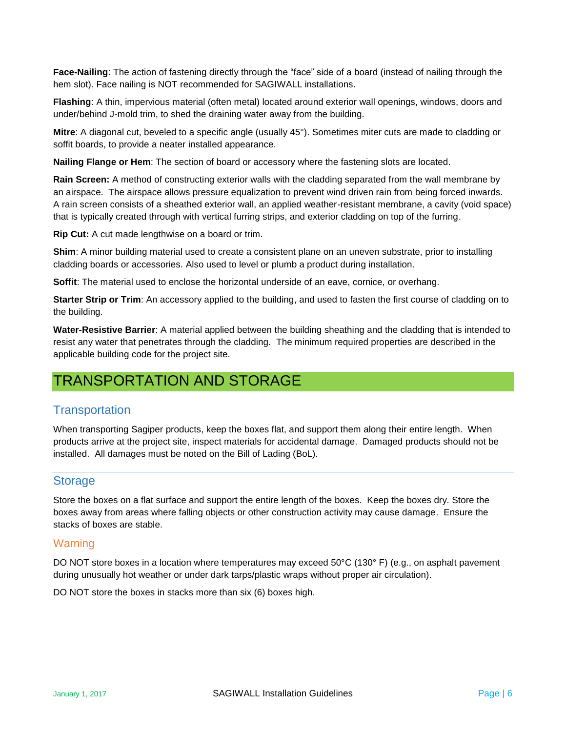**Face-Nailing**: The action of fastening directly through the "face" side of a board (instead of nailing through the hem slot). Face nailing is NOT recommended for SAGIWALL installations.

**Flashing**: A thin, impervious material (often metal) located around exterior wall openings, windows, doors and under/behind J-mold trim, to shed the draining water away from the building.

**Mitre**: A diagonal cut, beveled to a specific angle (usually 45°). Sometimes miter cuts are made to cladding or soffit boards, to provide a neater installed appearance.

**Nailing Flange or Hem**: The section of board or accessory where the fastening slots are located.

**Rain Screen:** A method of constructing exterior walls with the cladding separated from the wall membrane by an airspace. The airspace allows pressure equalization to prevent wind driven rain from being forced inwards. A rain screen consists of a sheathed exterior wall, an applied weather-resistant membrane, a cavity (void space) that is typically created through with vertical furring strips, and exterior cladding on top of the furring.

**Rip Cut:** A cut made lengthwise on a board or trim.

**Shim**: A minor building material used to create a consistent plane on an uneven substrate, prior to installing cladding boards or accessories. Also used to level or plumb a product during installation.

**Soffit**: The material used to enclose the horizontal underside of an eave, cornice, or overhang.

**Starter Strip or Trim**: An accessory applied to the building, and used to fasten the first course of cladding on to the building.

**Water-Resistive Barrier**: A material applied between the building sheathing and the cladding that is intended to resist any water that penetrates through the cladding. The minimum required properties are described in the applicable building code for the project site.

# TRANSPORTATION AND STORAGE

## Transportation

When transporting Sagiper products, keep the boxes flat, and support them along their entire length. When products arrive at the project site, inspect materials for accidental damage. Damaged products should not be installed. All damages must be noted on the Bill of Lading (BoL).

## Storage

Store the boxes on a flat surface and support the entire length of the boxes. Keep the boxes dry. Store the boxes away from areas where falling objects or other construction activity may cause damage. Ensure the stacks of boxes are stable.

### Warning

DO NOT store boxes in a location where temperatures may exceed 50°C (130° F) (e.g., on asphalt pavement during unusually hot weather or under dark tarps/plastic wraps without proper air circulation).

DO NOT store the boxes in stacks more than six (6) boxes high.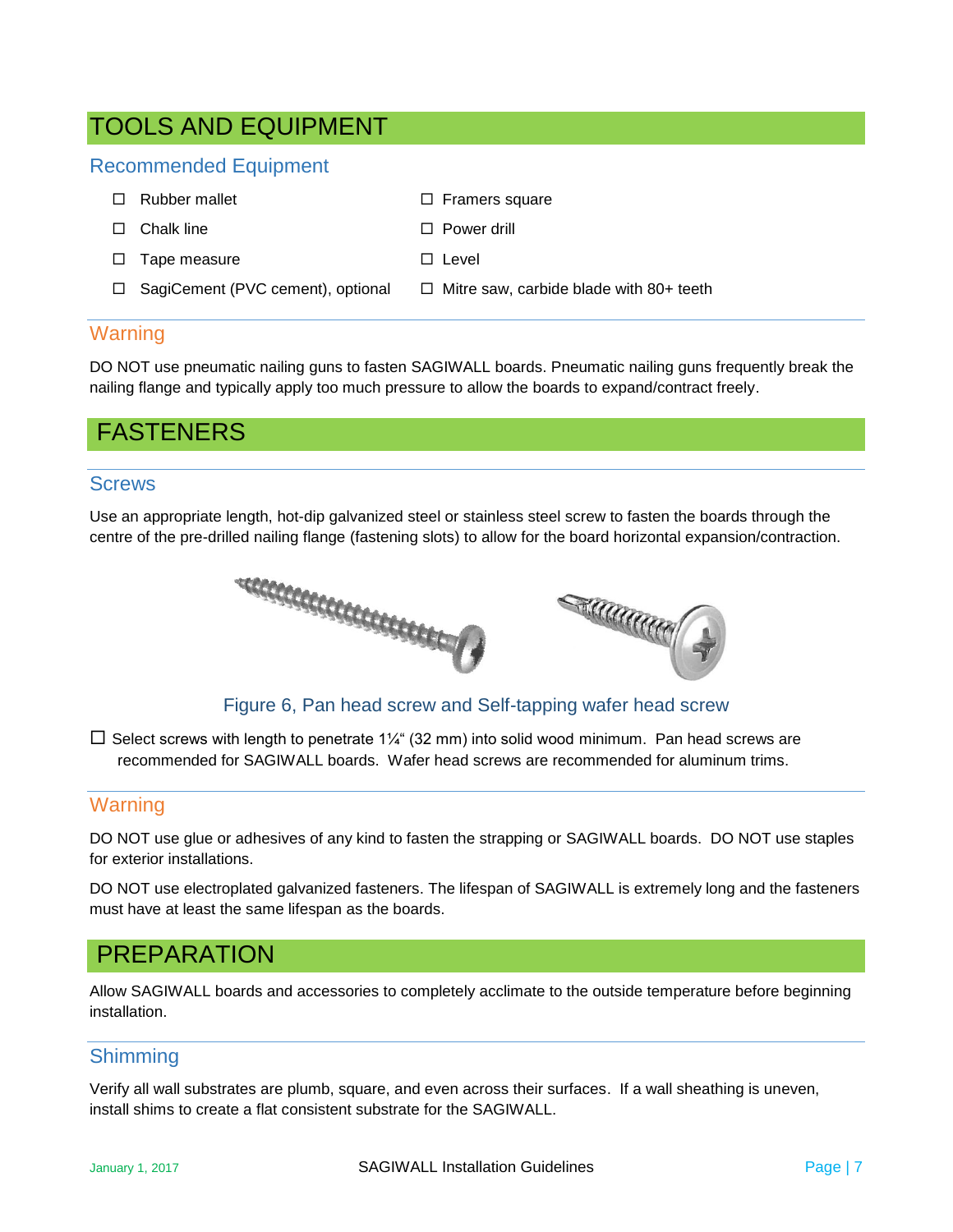# TOOLS AND EQUIPMENT

## Recommended Equipment

- ☐ Rubber mallet
- ☐ Chalk line
- ☐ Tape measure
- ☐ SagiCement (PVC cement), optional
- ☐ Framers square
- ☐ Power drill
- ☐ Level
- ☐ Mitre saw, carbide blade with 80+ teeth

## Warning

DO NOT use pneumatic nailing guns to fasten SAGIWALL boards. Pneumatic nailing guns frequently break the nailing flange and typically apply too much pressure to allow the boards to expand/contract freely.

# FASTENERS

## Screws

Use an appropriate length, hot-dip galvanized steel or stainless steel screw to fasten the boards through the centre of the pre-drilled nailing flange (fastening slots) to allow for the board horizontal expansion/contraction.

Figure 6, Pan head screw and Self-tapping wafer head screw

☐ Select screws with length to penetrate 1¼" (32 mm) into solid wood minimum. Pan head screws are recommended for SAGIWALL boards. Wafer head screws are recommended for aluminum trims.

## Warning

DO NOT use glue or adhesives of any kind to fasten the strapping or SAGIWALL boards. DO NOT use staples for exterior installations.

DO NOT use electroplated galvanized fasteners. The lifespan of SAGIWALL is extremely long and the fasteners must have at least the same lifespan as the boards.

# PREPARATION

Allow SAGIWALL boards and accessories to completely acclimate to the outside temperature before beginning installation.

## Shimming

Verify all wall substrates are plumb, square, and even across their surfaces. If a wall sheathing is uneven, install shims to create a flat consistent substrate for the SAGIWALL.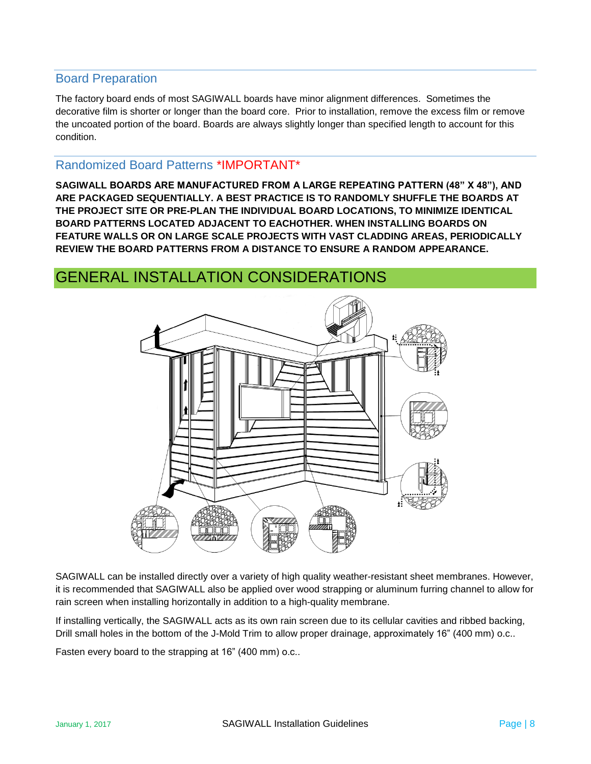## Board Preparation

The factory board ends of most SAGIWALL boards have minor alignment differences. Sometimes the decorative film is shorter or longer than the board core. Prior to installation, remove the excess film or remove the uncoated portion of the board. Boards are always slightly longer than specified length to account for this condition.

## Randomized Board Patterns *IMPORTANT*

**SAGIWALL BOARDS ARE MANUFACTURED FROM A LARGE REPEATING PATTERN (48" X 48"), AND ARE PACKAGED SEQUENTIALLY. A BEST PRACTICE IS TO RANDOMLY SHUFFLE THE BOARDS AT THE PROJECT SITE OR PRE-PLAN THE INDIVIDUAL BOARD LOCATIONS, TO MINIMIZE IDENTICAL BOARD PATTERNS LOCATED ADJACENT TO EACHOTHER. WHEN INSTALLING BOARDS ON FEATURE WALLS OR ON LARGE SCALE PROJECTS WITH VAST CLADDING AREAS, PERIODICALLY REVIEW THE BOARD PATTERNS FROM A DISTANCE TO ENSURE A RANDOM APPEARANCE.**

# GENERAL INSTALLATION CONSIDERATIONS

SAGIWALL can be installed directly over a variety of high quality weather-resistant sheet membranes. However, it is recommended that SAGIWALL also be applied over wood strapping or aluminum furring channel to allow for rain screen when installing horizontally in addition to a high-quality membrane.

If installing vertically, the SAGIWALL acts as its own rain screen due to its cellular cavities and ribbed backing, Drill small holes in the bottom of the J-Mold Trim to allow proper drainage, approximately 16" (400 mm) o.c..

Fasten every board to the strapping at 16" (400 mm) o.c..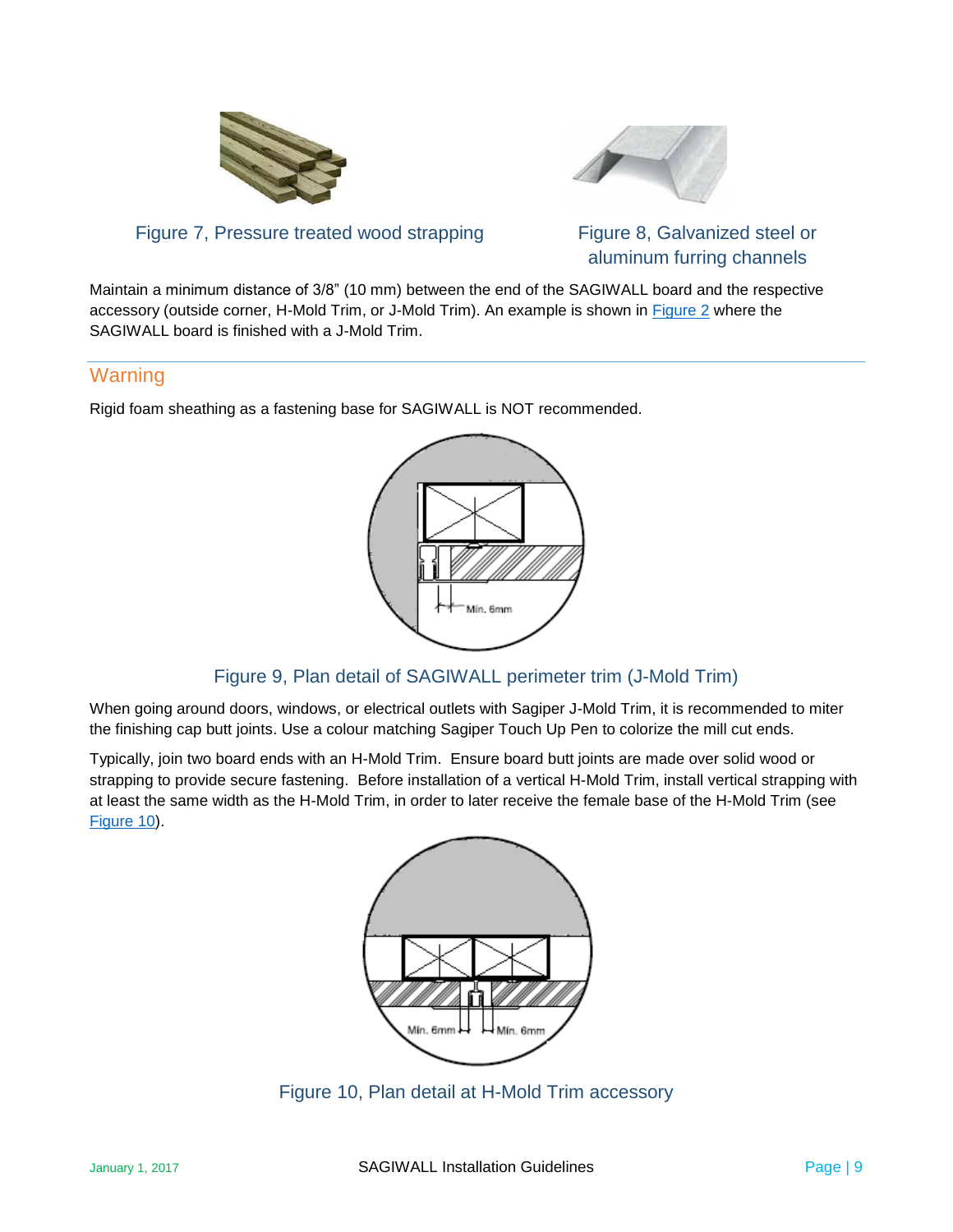Figure 7, Pressure treated wood strapping

Figure 8, Galvanized steel or aluminum furring channels

Maintain a minimum distance of 3/8" (10 mm) between the end of the SAGIWALL board and the respective accessory (outside corner, H-Mold Trim, or J-Mold Trim). An example is shown in Figure 2 where the SAGIWALL board is finished with a J-Mold Trim.

## Warning

Rigid foam sheathing as a fastening base for SAGIWALL is NOT recommended.

Figure 9, Plan detail of SAGIWALL perimeter trim (J-Mold Trim)

When going around doors, windows, or electrical outlets with Sagiper J-Mold Trim, it is recommended to miter the finishing cap butt joints. Use a colour matching Sagiper Touch Up Pen to colorize the mill cut ends.

Typically, join two board ends with an H-Mold Trim. Ensure board butt joints are made over solid wood or strapping to provide secure fastening. Before installation of a vertical H-Mold Trim, install vertical strapping with at least the same width as the H-Mold Trim, in order to later receive the female base of the H-Mold Trim (see Figure 10).

Figure 10, Plan detail at H-Mold Trim accessory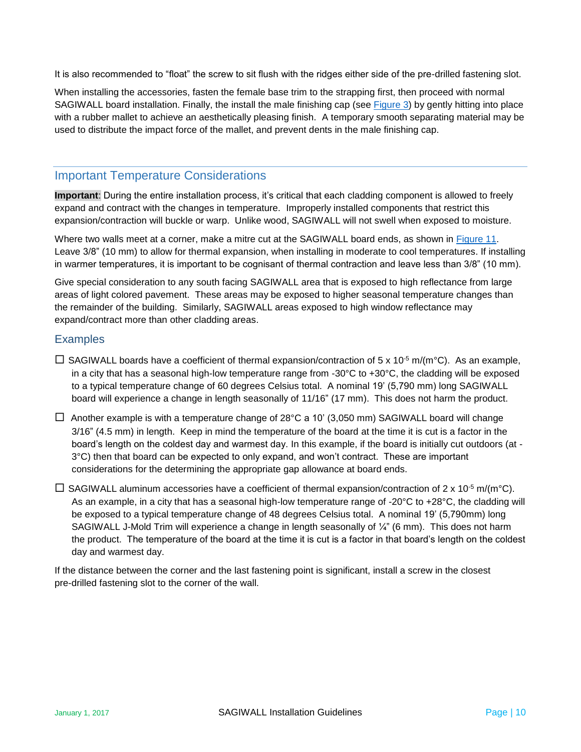It is also recommended to "float" the screw to sit flush with the ridges either side of the pre-drilled fastening slot.

When installing the accessories, fasten the female base trim to the strapping first, then proceed with normal SAGIWALL board installation. Finally, the install the male finishing cap (see Figure 3) by gently hitting into place with a rubber mallet to achieve an aesthetically pleasing finish. A temporary smooth separating material may be used to distribute the impact force of the mallet, and prevent dents in the male finishing cap.

## Important Temperature Considerations

**Important**: During the entire installation process, it's critical that each cladding component is allowed to freely expand and contract with the changes in temperature. Improperly installed components that restrict this expansion/contraction will buckle or warp. Unlike wood, SAGIWALL will not swell when exposed to moisture.

Where two walls meet at a corner, make a mitre cut at the SAGIWALL board ends, as shown in Figure 11. Leave 3/8" (10 mm) to allow for thermal expansion, when installing in moderate to cool temperatures. If installing in warmer temperatures, it is important to be cognisant of thermal contraction and leave less than 3/8" (10 mm).

Give special consideration to any south facing SAGIWALL area that is exposed to high reflectance from large areas of light colored pavement. These areas may be exposed to higher seasonal temperature changes than the remainder of the building. Similarly, SAGIWALL areas exposed to high window reflectance may expand/contract more than other cladding areas.

### Examples

- ☐ SAGIWALL boards have a coefficient of thermal expansion/contraction of $5 \times 10^{-5}$ m/(m°C). As an example, in a city that has a seasonal high-low temperature range from -30°C to +30°C, the cladding will be exposed to a typical temperature change of 60 degrees Celsius total. A nominal 19' (5,790 mm) long SAGIWALL board will experience a change in length seasonally of 11/16" (17 mm). This does not harm the product.
- ☐ Another example is with a temperature change of 28°C a 10' (3,050 mm) SAGIWALL board will change 3/16" (4.5 mm) in length. Keep in mind the temperature of the board at the time it is cut is a factor in the board's length on the coldest day and warmest day. In this example, if the board is initially cut outdoors (at -3°C) then that board can be expected to only expand, and won't contract. These are important considerations for the determining the appropriate gap allowance at board ends.
- ☐ SAGIWALL aluminum accessories have a coefficient of thermal expansion/contraction of $2 \times 10^{-5}$ m/(m°C). As an example, in a city that has a seasonal high-low temperature range of -20°C to +28°C, the cladding will be exposed to a typical temperature change of 48 degrees Celsius total. A nominal 19' (5,790mm) long SAGIWALL J-Mold Trim will experience a change in length seasonally of ¼" (6 mm). This does not harm the product. The temperature of the board at the time it is cut is a factor in that board's length on the coldest day and warmest day.

If the distance between the corner and the last fastening point is significant, install a screw in the closest pre-drilled fastening slot to the corner of the wall.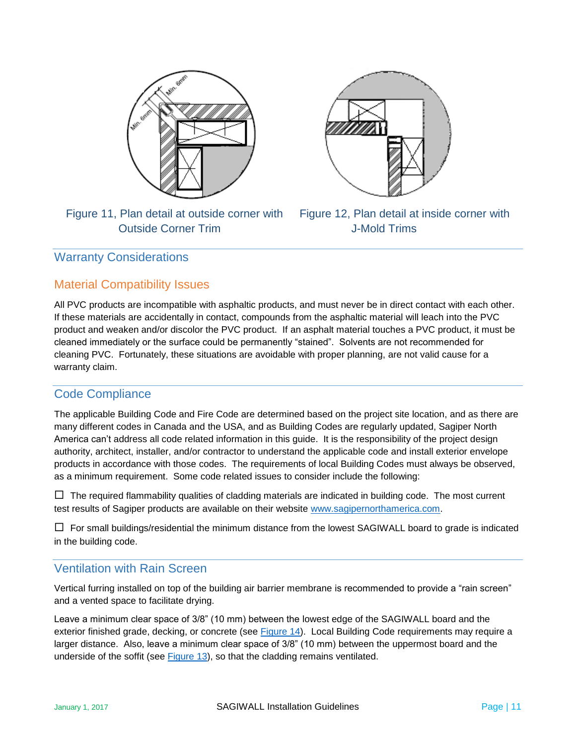Figure 11, Plan detail at outside corner with Outside Corner Trim

Figure 12, Plan detail at inside corner with J-Mold Trims

## Warranty Considerations

### Material Compatibility Issues

All PVC products are incompatible with asphaltic products, and must never be in direct contact with each other. If these materials are accidentally in contact, compounds from the asphaltic material will leach into the PVC product and weaken and/or discolor the PVC product. If an asphalt material touches a PVC product, it must be cleaned immediately or the surface could be permanently "stained". Solvents are not recommended for cleaning PVC. Fortunately, these situations are avoidable with proper planning, are not valid cause for a warranty claim.

## Code Compliance

The applicable Building Code and Fire Code are determined based on the project site location, and as there are many different codes in Canada and the USA, and as Building Codes are regularly updated, Sagiper North America can't address all code related information in this guide. It is the responsibility of the project design authority, architect, installer, and/or contractor to understand the applicable code and install exterior envelope products in accordance with those codes. The requirements of local Building Codes must always be observed, as a minimum requirement. Some code related issues to consider include the following:

☐ The required flammability qualities of cladding materials are indicated in building code. The most current test results of Sagiper products are available on their website www.sagipernorthamerica.com.

☐ For small buildings/residential the minimum distance from the lowest SAGIWALL board to grade is indicated in the building code.

## Ventilation with Rain Screen

Vertical furring installed on top of the building air barrier membrane is recommended to provide a "rain screen" and a vented space to facilitate drying.

Leave a minimum clear space of 3/8" (10 mm) between the lowest edge of the SAGIWALL board and the exterior finished grade, decking, or concrete (see Figure 14). Local Building Code requirements may require a larger distance. Also, leave a minimum clear space of 3/8" (10 mm) between the uppermost board and the underside of the soffit (see Figure 13), so that the cladding remains ventilated.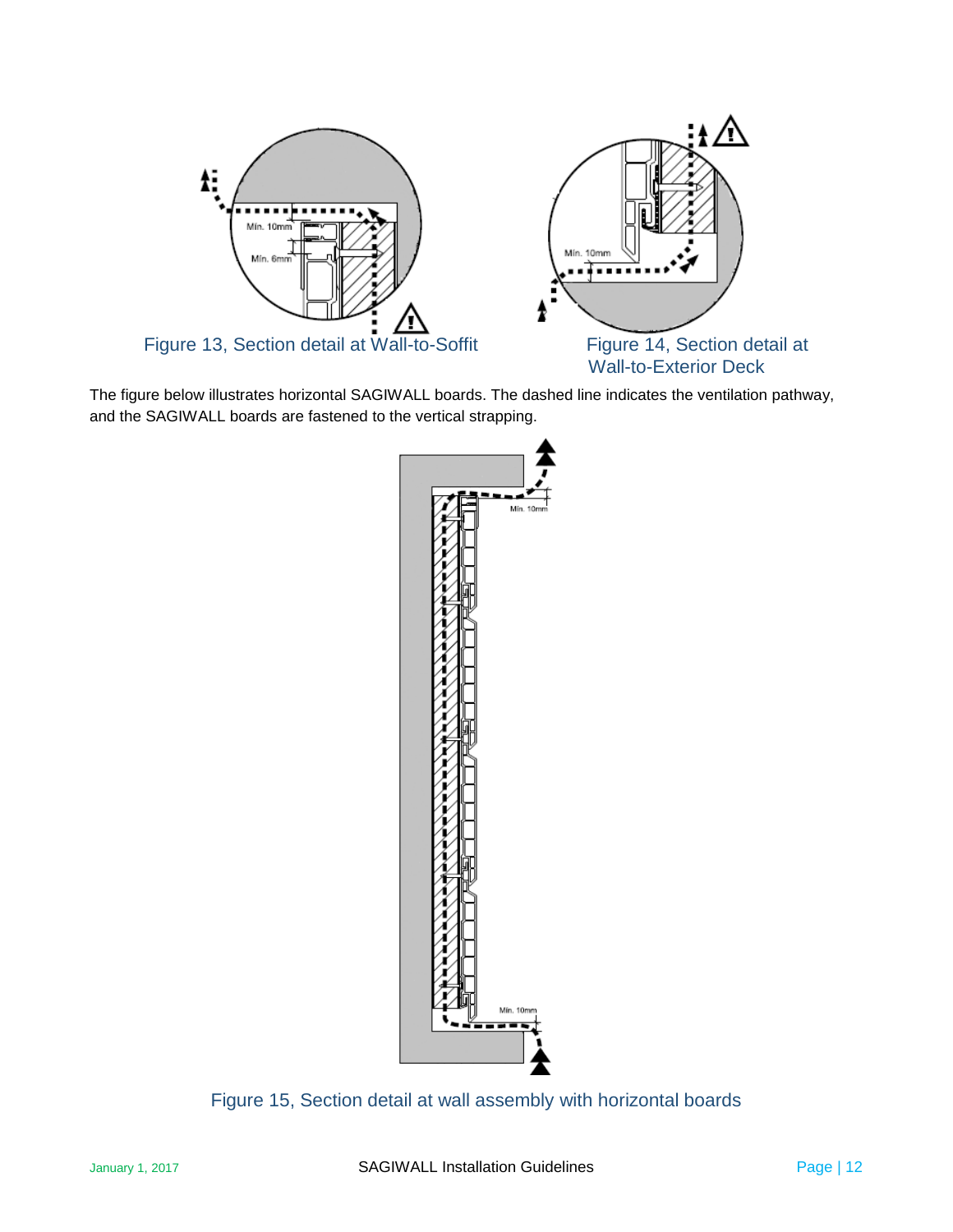Figure 13, Section detail at Wall-to-Soffit

Figure 14, Section detail at Wall-to-Exterior Deck

The figure below illustrates horizontal SAGIWALL boards. The dashed line indicates the ventilation pathway, and the SAGIWALL boards are fastened to the vertical strapping.

Figure 15, Section detail at wall assembly with horizontal boards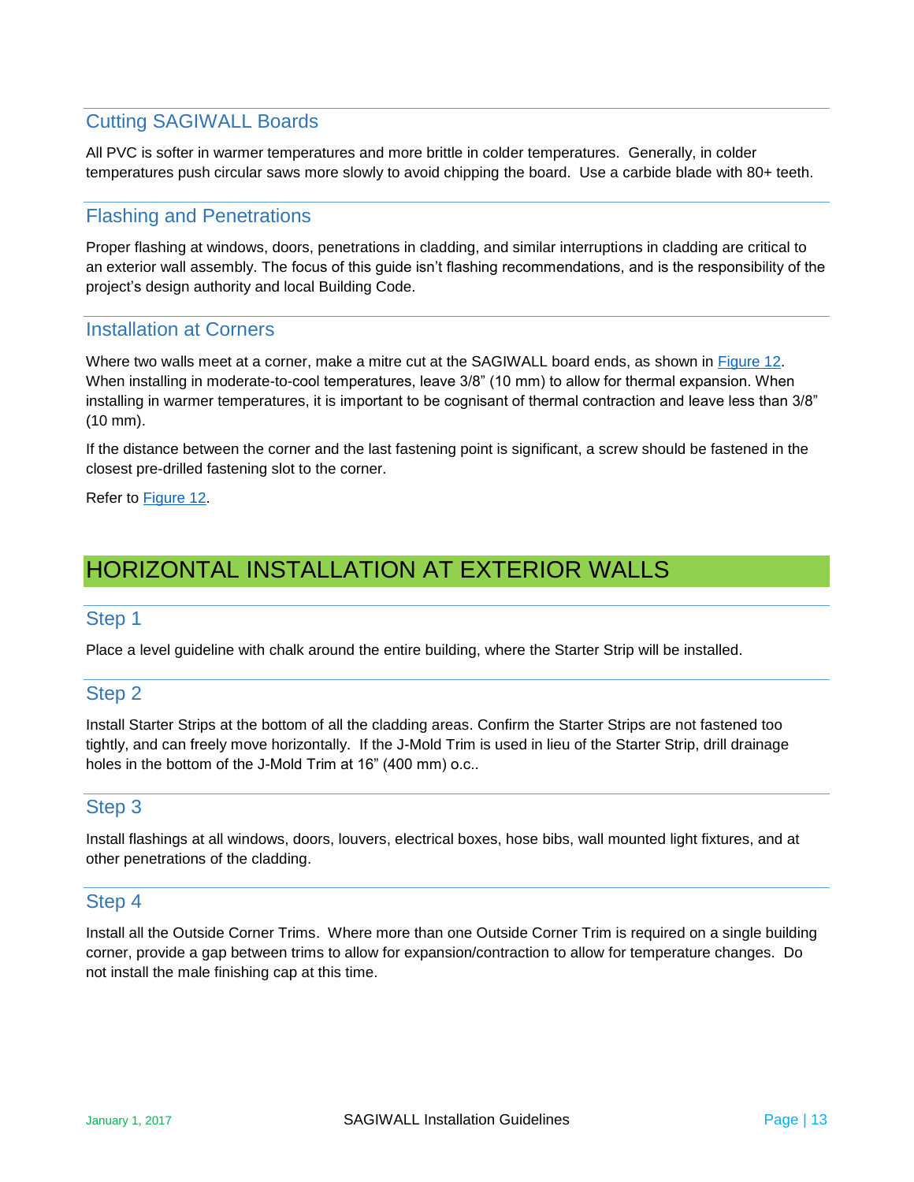## Cutting SAGIWALL Boards

All PVC is softer in warmer temperatures and more brittle in colder temperatures. Generally, in colder temperatures push circular saws more slowly to avoid chipping the board. Use a carbide blade with 80+ teeth.

## Flashing and Penetrations

Proper flashing at windows, doors, penetrations in cladding, and similar interruptions in cladding are critical to an exterior wall assembly. The focus of this guide isn't flashing recommendations, and is the responsibility of the project's design authority and local Building Code.

## Installation at Corners

Where two walls meet at a corner, make a mitre cut at the SAGIWALL board ends, as shown in Figure 12. When installing in moderate-to-cool temperatures, leave 3/8" (10 mm) to allow for thermal expansion. When installing in warmer temperatures, it is important to be cognisant of thermal contraction and leave less than 3/8" (10 mm).

If the distance between the corner and the last fastening point is significant, a screw should be fastened in the closest pre-drilled fastening slot to the corner.

Refer to Figure 12.

# HORIZONTAL INSTALLATION AT EXTERIOR WALLS

## Step 1

Place a level guideline with chalk around the entire building, where the Starter Strip will be installed.

## Step 2

Install Starter Strips at the bottom of all the cladding areas. Confirm the Starter Strips are not fastened too tightly, and can freely move horizontally. If the J-Mold Trim is used in lieu of the Starter Strip, drill drainage holes in the bottom of the J-Mold Trim at 16" (400 mm) o.c..

## Step 3

Install flashings at all windows, doors, louvers, electrical boxes, hose bibs, wall mounted light fixtures, and at other penetrations of the cladding.

## Step 4

Install all the Outside Corner Trims. Where more than one Outside Corner Trim is required on a single building corner, provide a gap between trims to allow for expansion/contraction to allow for temperature changes. Do not install the male finishing cap at this time.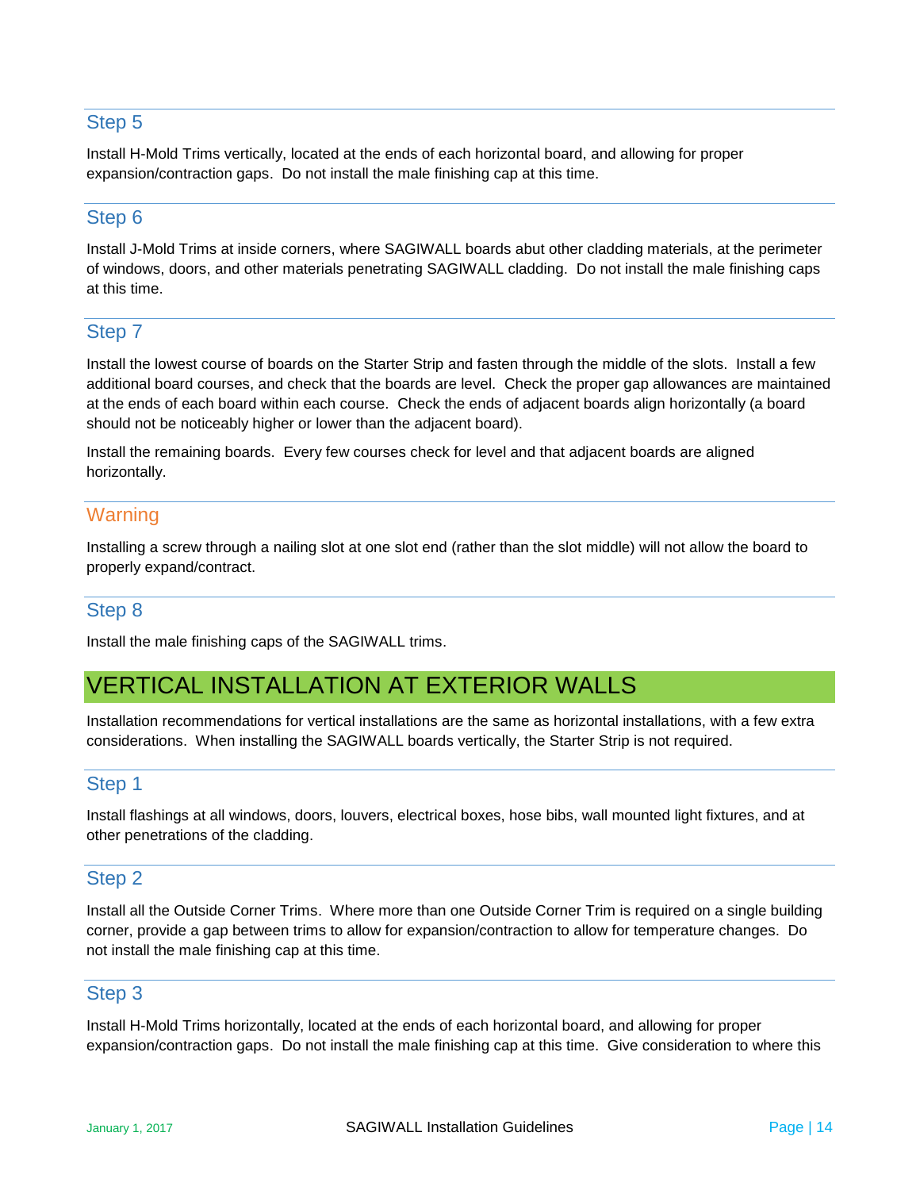### Step 5

Install H-Mold Trims vertically, located at the ends of each horizontal board, and allowing for proper expansion/contraction gaps. Do not install the male finishing cap at this time.

### Step 6

Install J-Mold Trims at inside corners, where SAGIWALL boards abut other cladding materials, at the perimeter of windows, doors, and other materials penetrating SAGIWALL cladding. Do not install the male finishing caps at this time.

### Step 7

Install the lowest course of boards on the Starter Strip and fasten through the middle of the slots. Install a few additional board courses, and check that the boards are level. Check the proper gap allowances are maintained at the ends of each board within each course. Check the ends of adjacent boards align horizontally (a board should not be noticeably higher or lower than the adjacent board).

Install the remaining boards. Every few courses check for level and that adjacent boards are aligned horizontally.

### Warning

Installing a screw through a nailing slot at one slot end (rather than the slot middle) will not allow the board to properly expand/contract.

### Step 8

Install the male finishing caps of the SAGIWALL trims.

## VERTICAL INSTALLATION AT EXTERIOR WALLS

Installation recommendations for vertical installations are the same as horizontal installations, with a few extra considerations. When installing the SAGIWALL boards vertically, the Starter Strip is not required.

### Step 1

Install flashings at all windows, doors, louvers, electrical boxes, hose bibs, wall mounted light fixtures, and at other penetrations of the cladding.

### Step 2

Install all the Outside Corner Trims. Where more than one Outside Corner Trim is required on a single building corner, provide a gap between trims to allow for expansion/contraction to allow for temperature changes. Do not install the male finishing cap at this time.

### Step 3

Install H-Mold Trims horizontally, located at the ends of each horizontal board, and allowing for proper expansion/contraction gaps. Do not install the male finishing cap at this time. Give consideration to where this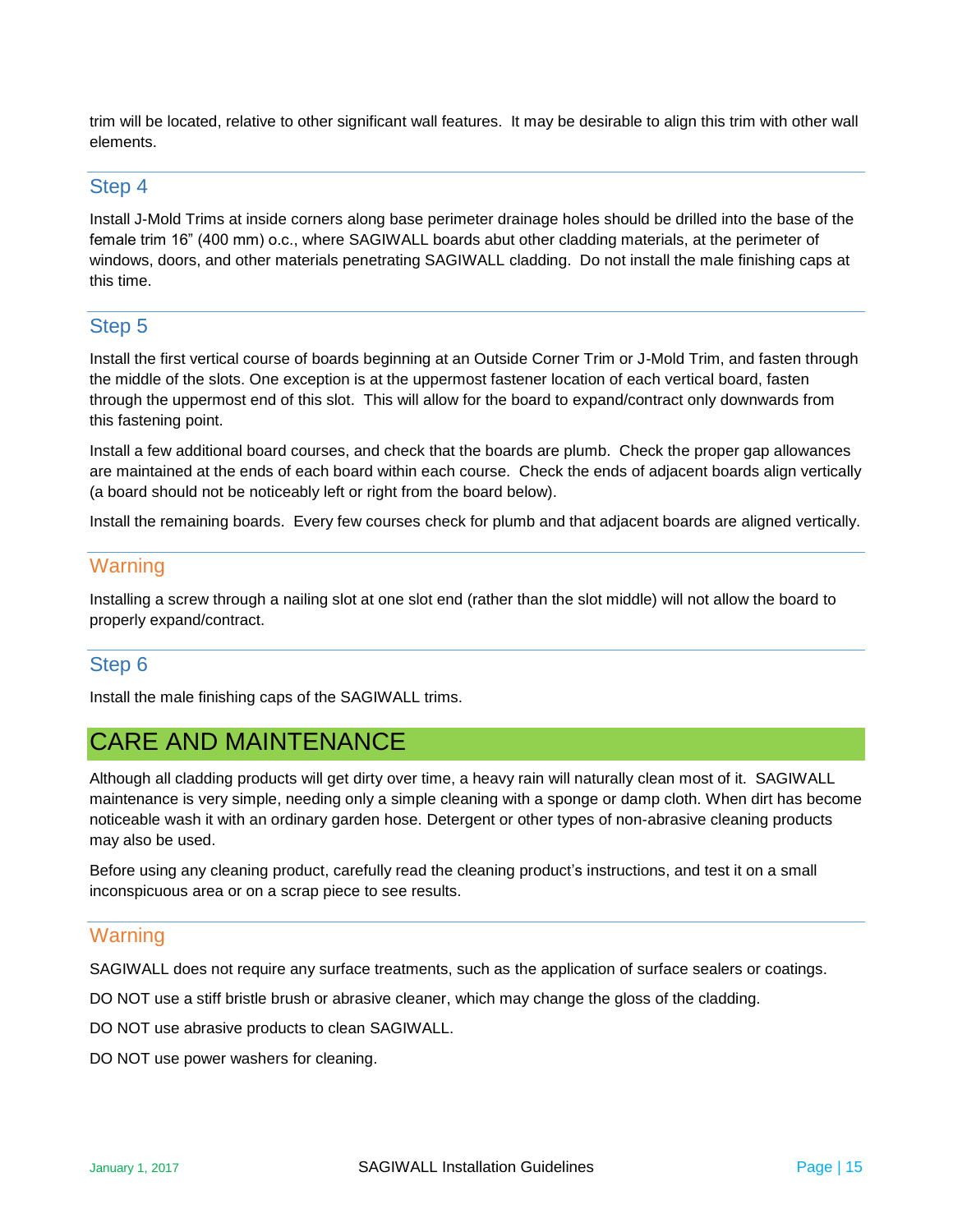trim will be located, relative to other significant wall features.  It may be desirable to align this trim with other wall elements.

### Step 4

Install J-Mold Trims at inside corners along base perimeter drainage holes should be drilled into the base of the female trim 16" (400 mm) o.c., where SAGIWALL boards abut other cladding materials, at the perimeter of windows, doors, and other materials penetrating SAGIWALL cladding.  Do not install the male finishing caps at this time.

### Step 5

Install the first vertical course of boards beginning at an Outside Corner Trim or J-Mold Trim, and fasten through the middle of the slots. One exception is at the uppermost fastener location of each vertical board, fasten through the uppermost end of this slot.  This will allow for the board to expand/contract only downwards from this fastening point.

Install a few additional board courses, and check that the boards are plumb.  Check the proper gap allowances are maintained at the ends of each board within each course.  Check the ends of adjacent boards align vertically (a board should not be noticeably left or right from the board below).

Install the remaining boards.  Every few courses check for plumb and that adjacent boards are aligned vertically.

### Warning

Installing a screw through a nailing slot at one slot end (rather than the slot middle) will not allow the board to properly expand/contract.

### Step 6

Install the male finishing caps of the SAGIWALL trims.

## CARE AND MAINTENANCE

Although all cladding products will get dirty over time, a heavy rain will naturally clean most of it.  SAGIWALL maintenance is very simple, needing only a simple cleaning with a sponge or damp cloth. When dirt has become noticeable wash it with an ordinary garden hose. Detergent or other types of non-abrasive cleaning products may also be used.

Before using any cleaning product, carefully read the cleaning product's instructions, and test it on a small inconspicuous area or on a scrap piece to see results.

### Warning

SAGIWALL does not require any surface treatments, such as the application of surface sealers or coatings.

DO NOT use a stiff bristle brush or abrasive cleaner, which may change the gloss of the cladding.

DO NOT use abrasive products to clean SAGIWALL.

DO NOT use power washers for cleaning.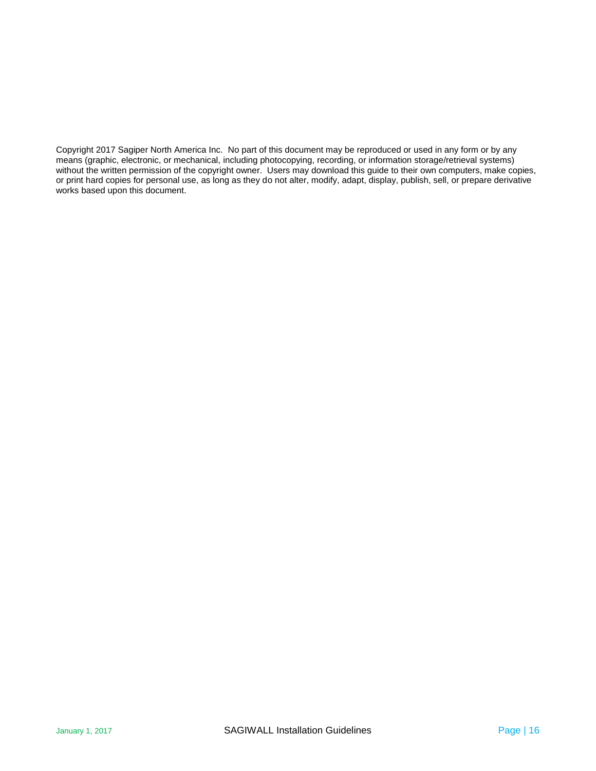Copyright 2017 Sagiper North America Inc. No part of this document may be reproduced or used in any form or by any means (graphic, electronic, or mechanical, including photocopying, recording, or information storage/retrieval systems) without the written permission of the copyright owner. Users may download this guide to their own computers, make copies, or print hard copies for personal use, as long as they do not alter, modify, adapt, display, publish, sell, or prepare derivative works based upon this document.